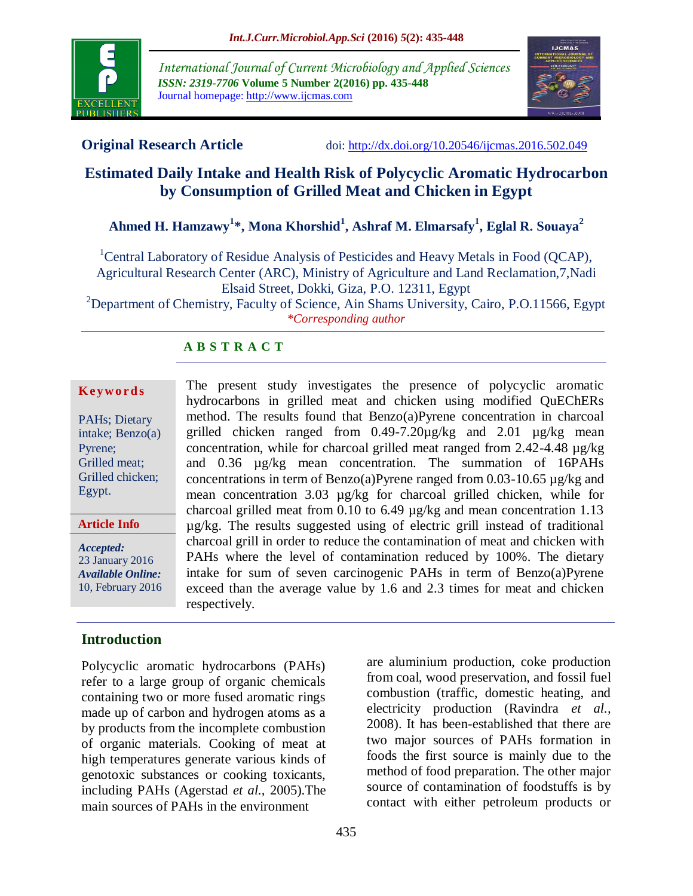International Journal of Current Microbiology and Applied Sciences
*ISSN: 2319-7706* **Volume 5 Number 2(2016) pp. 435-448**
Journal homepage: http://www.ijcmas.com

**Original Research Article** doi: http://dx.doi.org/10.20546/ijcmas.2016.502.049

# Estimated Daily Intake and Health Risk of Polycyclic Aromatic Hydrocarbon by Consumption of Grilled Meat and Chicken in Egypt

**Ahmed H. Hamzawy[1]*, Mona Khorshid[1], Ashraf M. Elmarsafy[1], Eglal R. Souaya[2]**

[1]Central Laboratory of Residue Analysis of Pesticides and Heavy Metals in Food (QCAP), Agricultural Research Center (ARC), Ministry of Agriculture and Land Reclamation,7,Nadi Elsaid Street, Dokki, Giza, P.O. 12311, Egypt
[2]Department of Chemistry, Faculty of Science, Ain Shams University, Cairo, P.O.11566, Egypt
*\*Corresponding author*

## ABSTRACT

**Keywords**

PAHs; Dietary intake; Benzo(a) Pyrene; Grilled meat; Grilled chicken; Egypt.

**Article Info**

*Accepted:* 23 January 2016
*Available Online:* 10, February 2016

The present study investigates the presence of polycyclic aromatic hydrocarbons in grilled meat and chicken using modified QuEChERs method. The results found that Benzo(a)Pyrene concentration in charcoal grilled chicken ranged from 0.49-7.20µg/kg and 2.01 µg/kg mean concentration, while for charcoal grilled meat ranged from 2.42-4.48 µg/kg and 0.36 µg/kg mean concentration. The summation of 16PAHs concentrations in term of Benzo(a)Pyrene ranged from 0.03-10.65 µg/kg and mean concentration 3.03 µg/kg for charcoal grilled chicken, while for charcoal grilled meat from 0.10 to 6.49 µg/kg and mean concentration 1.13 µg/kg. The results suggested using of electric grill instead of traditional charcoal grill in order to reduce the contamination of meat and chicken with PAHs where the level of contamination reduced by 100%. The dietary intake for sum of seven carcinogenic PAHs in term of Benzo(a)Pyrene exceed than the average value by 1.6 and 2.3 times for meat and chicken respectively.

## Introduction

Polycyclic aromatic hydrocarbons (PAHs) refer to a large group of organic chemicals containing two or more fused aromatic rings made up of carbon and hydrogen atoms as a by products from the incomplete combustion of organic materials. Cooking of meat at high temperatures generate various kinds of genotoxic substances or cooking toxicants, including PAHs (Agerstad *et al.*, 2005).The main sources of PAHs in the environment are aluminium production, coke production from coal, wood preservation, and fossil fuel combustion (traffic, domestic heating, and electricity production (Ravindra *et al.*, 2008). It has been-established that there are two major sources of PAHs formation in foods the first source is mainly due to the method of food preparation. The other major source of contamination of foodstuffs is by contact with either petroleum products or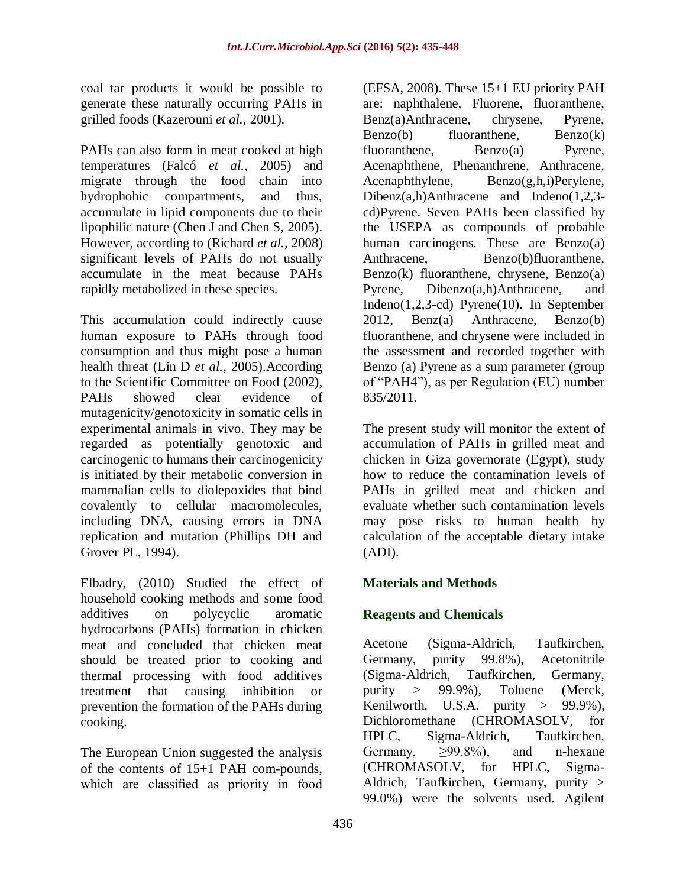coal tar products it would be possible to generate these naturally occurring PAHs in grilled foods (Kazerouni *et al.,* 2001).

PAHs can also form in meat cooked at high temperatures (Falcó *et al.,* 2005) and migrate through the food chain into hydrophobic compartments, and thus, accumulate in lipid components due to their lipophilic nature (Chen J and Chen S, 2005). However, according to (Richard *et al.,* 2008) significant levels of PAHs do not usually accumulate in the meat because PAHs rapidly metabolized in these species.

This accumulation could indirectly cause human exposure to PAHs through food consumption and thus might pose a human health threat (Lin D *et al.,* 2005).According to the Scientific Committee on Food (2002), PAHs showed clear evidence of mutagenicity/genotoxicity in somatic cells in experimental animals in vivo. They may be regarded as potentially genotoxic and carcinogenic to humans their carcinogenicity is initiated by their metabolic conversion in mammalian cells to diolepoxides that bind covalently to cellular macromolecules, including DNA, causing errors in DNA replication and mutation (Phillips DH and Grover PL, 1994).

Elbadry, (2010) Studied the effect of household cooking methods and some food additives on polycyclic aromatic hydrocarbons (PAHs) formation in chicken meat and concluded that chicken meat should be treated prior to cooking and thermal processing with food additives treatment that causing inhibition or prevention the formation of the PAHs during cooking.

The European Union suggested the analysis of the contents of 15+1 PAH com-pounds, which are classified as priority in food (EFSA, 2008). These 15+1 EU priority PAH are: naphthalene, Fluorene, fluoranthene, Benz(a)Anthracene, chrysene, Pyrene, Benzo(b) fluoranthene, Benzo(k) fluoranthene, Benzo(a) Pyrene, Acenaphthene, Phenanthrene, Anthracene, Acenaphthylene, Benzo(g,h,i)Perylene, Dibenz(a,h)Anthracene and Indeno(1,2,3-cd)Pyrene. Seven PAHs been classified by the USEPA as compounds of probable human carcinogens. These are Benzo(a) Anthracene, Benzo(b)fluoranthene, Benzo(k) fluoranthene, chrysene, Benzo(a) Pyrene, Dibenzo(a,h)Anthracene, and Indeno(1,2,3-cd) Pyrene(10). In September 2012, Benz(a) Anthracene, Benzo(b) fluoranthene, and chrysene were included in the assessment and recorded together with Benzo (a) Pyrene as a sum parameter (group of "PAH4"), as per Regulation (EU) number 835/2011.

The present study will monitor the extent of accumulation of PAHs in grilled meat and chicken in Giza governorate (Egypt), study how to reduce the contamination levels of PAHs in grilled meat and chicken and evaluate whether such contamination levels may pose risks to human health by calculation of the acceptable dietary intake (ADI).

## Materials and Methods

### Reagents and Chemicals

Acetone (Sigma-Aldrich, Taufkirchen, Germany, purity 99.8%), Acetonitrile (Sigma-Aldrich, Taufkirchen, Germany, purity > 99.9%), Toluene (Merck, Kenilworth, U.S.A. purity > 99.9%), Dichloromethane (CHROMASOLV, for HPLC, Sigma-Aldrich, Taufkirchen, Germany, ≥99.8%), and n-hexane (CHROMASOLV, for HPLC, Sigma-Aldrich, Taufkirchen, Germany, purity > 99.0%) were the solvents used. Agilent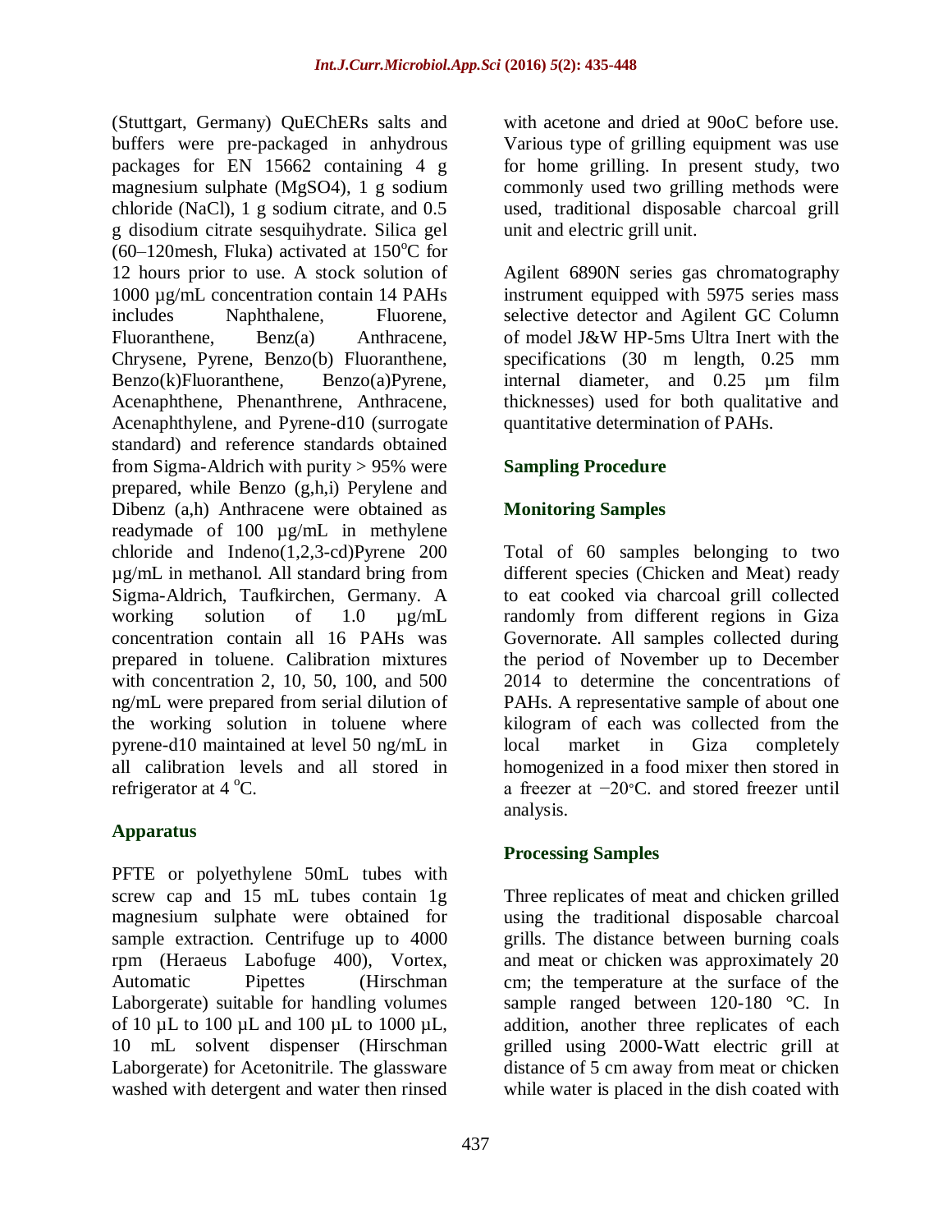(Stuttgart, Germany) QuEChERs salts and buffers were pre-packaged in anhydrous packages for EN 15662 containing 4 g magnesium sulphate ($MgSO_4$), 1 g sodium chloride (NaCl), 1 g sodium citrate, and 0.5 g disodium citrate sesquihydrate. Silica gel (60–120mesh, Fluka) activated at 150°C for 12 hours prior to use. A stock solution of 1000 µg/mL concentration contain 14 PAHs includes Naphthalene, Fluorene, Fluoranthene, Benz(a) Anthracene, Chrysene, Pyrene, Benzo(b) Fluoranthene, Benzo(k)Fluoranthene, Benzo(a)Pyrene, Acenaphthene, Phenanthrene, Anthracene, Acenaphthylene, and Pyrene-d10 (surrogate standard) and reference standards obtained from Sigma-Aldrich with purity > 95% were prepared, while Benzo (g,h,i) Perylene and Dibenz (a,h) Anthracene were obtained as readymade of 100 µg/mL in methylene chloride and Indeno(1,2,3-cd)Pyrene 200 µg/mL in methanol. All standard bring from Sigma-Aldrich, Taufkirchen, Germany. A working solution of 1.0 µg/mL concentration contain all 16 PAHs was prepared in toluene. Calibration mixtures with concentration 2, 10, 50, 100, and 500 ng/mL were prepared from serial dilution of the working solution in toluene where pyrene-d10 maintained at level 50 ng/mL in all calibration levels and all stored in refrigerator at 4 °C.

## Apparatus

PFTE or polyethylene 50mL tubes with screw cap and 15 mL tubes contain 1g magnesium sulphate were obtained for sample extraction. Centrifuge up to 4000 rpm (Heraeus Labofuge 400), Vortex, Automatic Pipettes (Hirschman Laborgerate) suitable for handling volumes of 10 µL to 100 µL and 100 µL to 1000 µL, 10 mL solvent dispenser (Hirschman Laborgerate) for Acetonitrile. The glassware washed with detergent and water then rinsed with acetone and dried at 90oC before use. Various type of grilling equipment was use for home grilling. In present study, two commonly used two grilling methods were used, traditional disposable charcoal grill unit and electric grill unit.

Agilent 6890N series gas chromatography instrument equipped with 5975 series mass selective detector and Agilent GC Column of model J&W HP-5ms Ultra Inert with the specifications (30 m length, 0.25 mm internal diameter, and 0.25 µm film thicknesses) used for both qualitative and quantitative determination of PAHs.

## Sampling Procedure

### Monitoring Samples

Total of 60 samples belonging to two different species (Chicken and Meat) ready to eat cooked via charcoal grill collected randomly from different regions in Giza Governorate. All samples collected during the period of November up to December 2014 to determine the concentrations of PAHs. A representative sample of about one kilogram of each was collected from the local market in Giza completely homogenized in a food mixer then stored in a freezer at −20°C. and stored freezer until analysis.

### Processing Samples

Three replicates of meat and chicken grilled using the traditional disposable charcoal grills. The distance between burning coals and meat or chicken was approximately 20 cm; the temperature at the surface of the sample ranged between 120-180 °C. In addition, another three replicates of each grilled using 2000-Watt electric grill at distance of 5 cm away from meat or chicken while water is placed in the dish coated with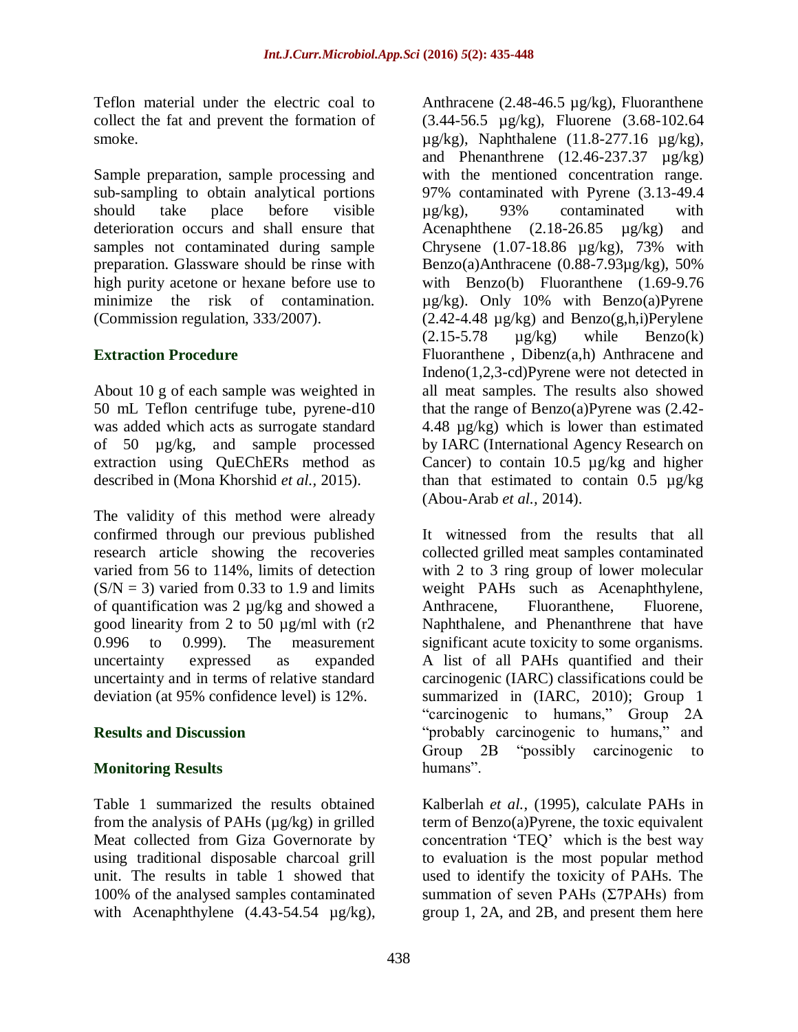Teflon material under the electric coal to collect the fat and prevent the formation of smoke.

Sample preparation, sample processing and sub-sampling to obtain analytical portions should take place before visible deterioration occurs and shall ensure that samples not contaminated during sample preparation. Glassware should be rinse with high purity acetone or hexane before use to minimize the risk of contamination. (Commission regulation, 333/2007).

### Extraction Procedure

About 10 g of each sample was weighted in 50 mL Teflon centrifuge tube, pyrene-d10 was added which acts as surrogate standard of 50 µg/kg, and sample processed extraction using QuEChERs method as described in (Mona Khorshid *et al.,* 2015).

The validity of this method were already confirmed through our previous published research article showing the recoveries varied from 56 to 114%, limits of detection (S/N = 3) varied from 0.33 to 1.9 and limits of quantification was 2 µg/kg and showed a good linearity from 2 to 50 µg/ml with (r2 0.996 to 0.999). The measurement uncertainty expressed as expanded uncertainty and in terms of relative standard deviation (at 95% confidence level) is 12%.

### Results and Discussion

### Monitoring Results

Table 1 summarized the results obtained from the analysis of PAHs (µg/kg) in grilled Meat collected from Giza Governorate by using traditional disposable charcoal grill unit. The results in table 1 showed that 100% of the analysed samples contaminated with Acenaphthylene (4.43-54.54 µg/kg), Anthracene (2.48-46.5 µg/kg), Fluoranthene (3.44-56.5 µg/kg), Fluorene (3.68-102.64 µg/kg), Naphthalene (11.8-277.16 µg/kg), and Phenanthrene (12.46-237.37 µg/kg) with the mentioned concentration range. 97% contaminated with Pyrene (3.13-49.4 µg/kg), 93% contaminated with Acenaphthene (2.18-26.85 µg/kg) and Chrysene (1.07-18.86 µg/kg), 73% with Benzo(a)Anthracene (0.88-7.93µg/kg), 50% with Benzo(b) Fluoranthene (1.69-9.76 µg/kg). Only 10% with Benzo(a)Pyrene (2.42-4.48 µg/kg) and Benzo(g,h,i)Perylene (2.15-5.78 µg/kg) while Benzo(k) Fluoranthene , Dibenz(a,h) Anthracene and Indeno(1,2,3-cd)Pyrene were not detected in all meat samples. The results also showed that the range of Benzo(a)Pyrene was (2.42-4.48 µg/kg) which is lower than estimated by IARC (International Agency Research on Cancer) to contain 10.5 µg/kg and higher than that estimated to contain 0.5 µg/kg (Abou-Arab *et al.,* 2014).

It witnessed from the results that all collected grilled meat samples contaminated with 2 to 3 ring group of lower molecular weight PAHs such as Acenaphthylene, Anthracene, Fluoranthene, Fluorene, Naphthalene, and Phenanthrene that have significant acute toxicity to some organisms. A list of all PAHs quantified and their carcinogenic (IARC) classifications could be summarized in (IARC, 2010); Group 1 "carcinogenic to humans," Group 2A "probably carcinogenic to humans," and Group 2B "possibly carcinogenic to humans".

Kalberlah *et al.,* (1995), calculate PAHs in term of Benzo(a)Pyrene, the toxic equivalent concentration 'TEQ' which is the best way to evaluation is the most popular method used to identify the toxicity of PAHs. The summation of seven PAHs (Σ7PAHs) from group 1, 2A, and 2B, and present them here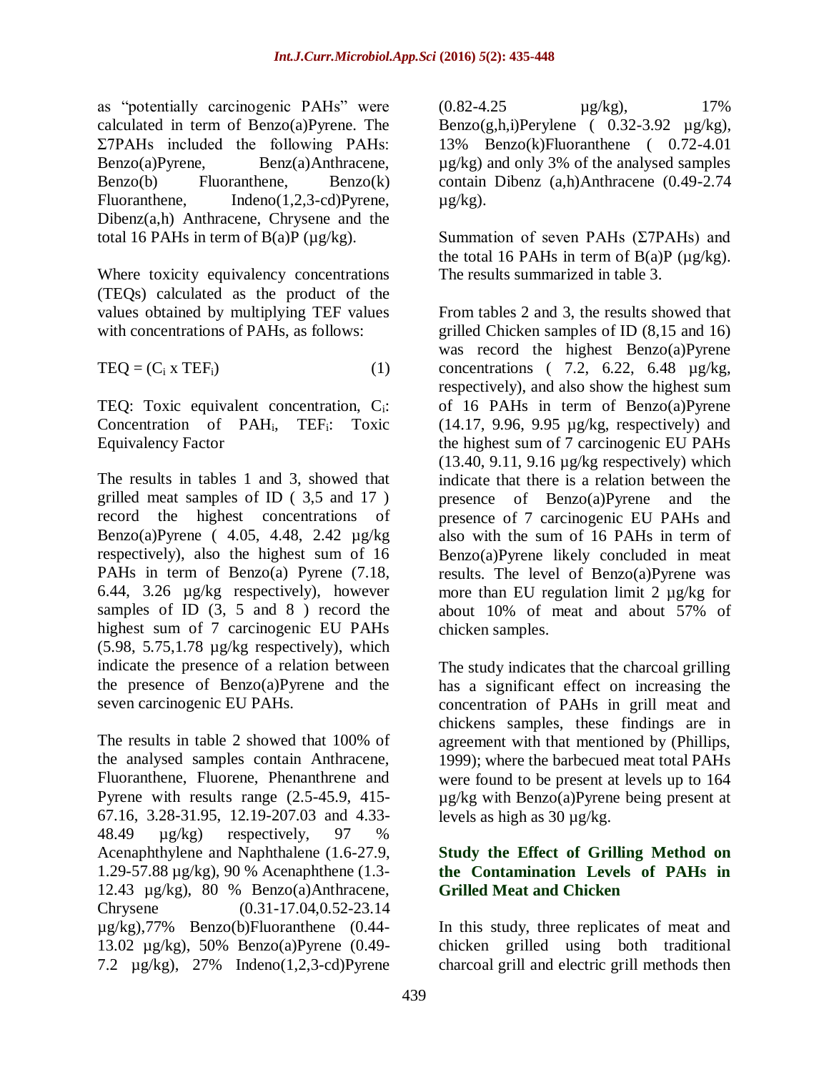as "potentially carcinogenic PAHs" were calculated in term of Benzo(a)Pyrene. The Σ7PAHs included the following PAHs: Benzo(a)Pyrene, Benz(a)Anthracene, Benzo(b) Fluoranthene, Benzo(k) Fluoranthene, Indeno(1,2,3-cd)Pyrene, Dibenz(a,h) Anthracene, Chrysene and the total 16 PAHs in term of B(a)P (µg/kg).

Where toxicity equivalency concentrations (TEQs) calculated as the product of the values obtained by multiplying TEF values with concentrations of PAHs, as follows:

$$TEQ = (C_i \times TEF_i) \quad (1)$$

TEQ: Toxic equivalent concentration, $C_i$: Concentration of $PAH_i$, $TEF_i$: Toxic Equivalency Factor

The results in tables 1 and 3, showed that grilled meat samples of ID ( 3,5 and 17 ) record the highest concentrations of Benzo(a)Pyrene ( 4.05, 4.48, 2.42 µg/kg respectively), also the highest sum of 16 PAHs in term of Benzo(a) Pyrene (7.18, 6.44, 3.26 µg/kg respectively), however samples of ID (3, 5 and 8 ) record the highest sum of 7 carcinogenic EU PAHs (5.98, 5.75,1.78 µg/kg respectively), which indicate the presence of a relation between the presence of Benzo(a)Pyrene and the seven carcinogenic EU PAHs.

The results in table 2 showed that 100% of the analysed samples contain Anthracene, Fluoranthene, Fluorene, Phenanthrene and Pyrene with results range (2.5-45.9, 415-67.16, 3.28-31.95, 12.19-207.03 and 4.33-48.49 µg/kg) respectively, 97 % Acenaphthylene and Naphthalene (1.6-27.9, 1.29-57.88 µg/kg), 90 % Acenaphthene (1.3-12.43 µg/kg), 80 % Benzo(a)Anthracene, Chrysene (0.31-17.04,0.52-23.14 µg/kg),77% Benzo(b)Fluoranthene (0.44-13.02 µg/kg), 50% Benzo(a)Pyrene (0.49-7.2 µg/kg), 27% Indeno(1,2,3-cd)Pyrene (0.82-4.25 µg/kg), 17% Benzo(g,h,i)Perylene ( 0.32-3.92 µg/kg), 13% Benzo(k)Fluoranthene ( 0.72-4.01 µg/kg) and only 3% of the analysed samples contain Dibenz (a,h)Anthracene (0.49-2.74 µg/kg).

Summation of seven PAHs (Σ7PAHs) and the total 16 PAHs in term of B(a)P (µg/kg). The results summarized in table 3.

From tables 2 and 3, the results showed that grilled Chicken samples of ID (8,15 and 16) was record the highest Benzo(a)Pyrene concentrations ( 7.2, 6.22, 6.48 µg/kg, respectively), and also show the highest sum of 16 PAHs in term of Benzo(a)Pyrene (14.17, 9.96, 9.95 µg/kg, respectively) and the highest sum of 7 carcinogenic EU PAHs (13.40, 9.11, 9.16 µg/kg respectively) which indicate that there is a relation between the presence of Benzo(a)Pyrene and the presence of 7 carcinogenic EU PAHs and also with the sum of 16 PAHs in term of Benzo(a)Pyrene likely concluded in meat results. The level of Benzo(a)Pyrene was more than EU regulation limit 2 µg/kg for about 10% of meat and about 57% of chicken samples.

The study indicates that the charcoal grilling has a significant effect on increasing the concentration of PAHs in grill meat and chickens samples, these findings are in agreement with that mentioned by (Phillips, 1999); where the barbecued meat total PAHs were found to be present at levels up to 164 µg/kg with Benzo(a)Pyrene being present at levels as high as 30 µg/kg.

### Study the Effect of Grilling Method on the Contamination Levels of PAHs in Grilled Meat and Chicken

In this study, three replicates of meat and chicken grilled using both traditional charcoal grill and electric grill methods then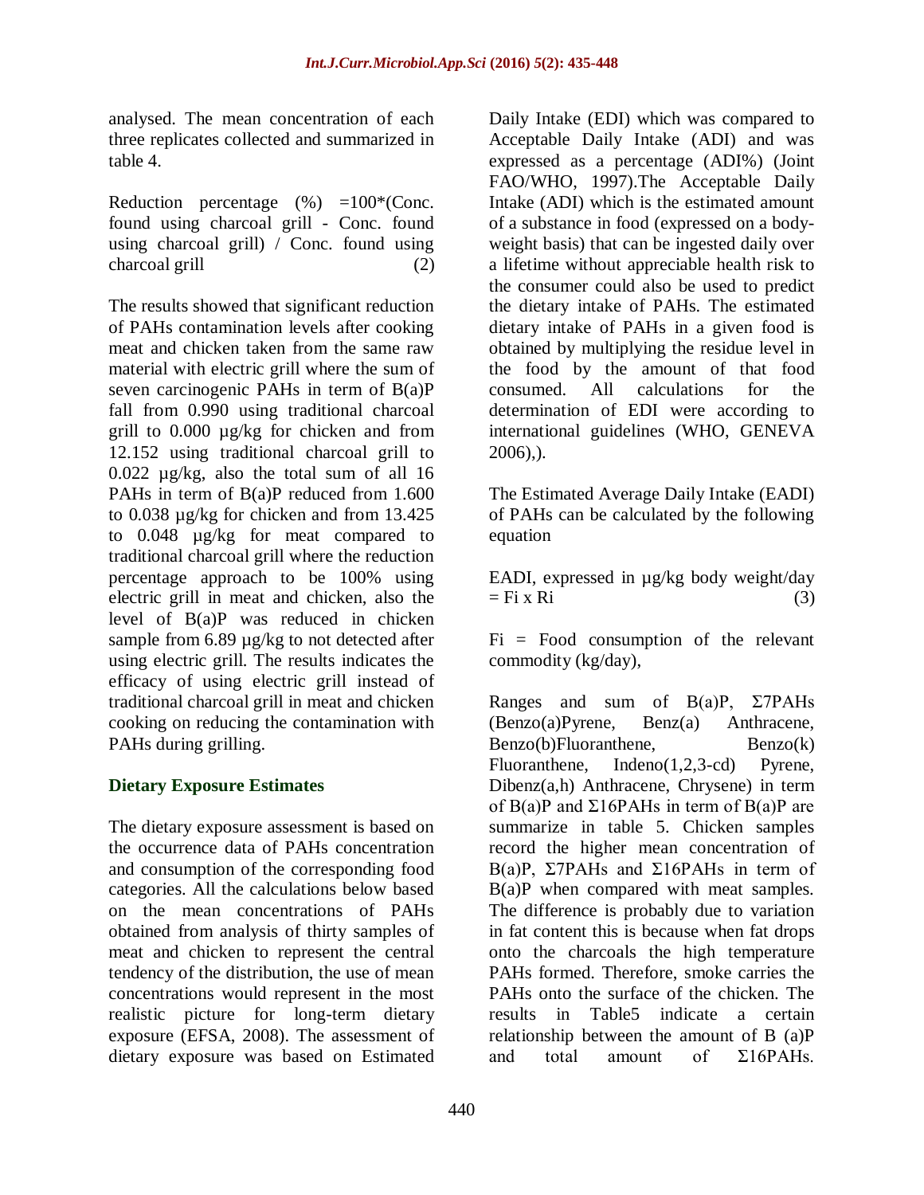analysed. The mean concentration of each three replicates collected and summarized in table 4.

Reduction percentage (%) =100*(Conc. found using charcoal grill - Conc. found using charcoal grill) / Conc. found using charcoal grill (2)

The results showed that significant reduction of PAHs contamination levels after cooking meat and chicken taken from the same raw material with electric grill where the sum of seven carcinogenic PAHs in term of B(a)P fall from 0.990 using traditional charcoal grill to 0.000 µg/kg for chicken and from 12.152 using traditional charcoal grill to 0.022 µg/kg, also the total sum of all 16 PAHs in term of B(a)P reduced from 1.600 to 0.038 µg/kg for chicken and from 13.425 to 0.048 µg/kg for meat compared to traditional charcoal grill where the reduction percentage approach to be 100% using electric grill in meat and chicken, also the level of B(a)P was reduced in chicken sample from 6.89 µg/kg to not detected after using electric grill. The results indicates the efficacy of using electric grill instead of traditional charcoal grill in meat and chicken cooking on reducing the contamination with PAHs during grilling.

## Dietary Exposure Estimates

The dietary exposure assessment is based on the occurrence data of PAHs concentration and consumption of the corresponding food categories. All the calculations below based on the mean concentrations of PAHs obtained from analysis of thirty samples of meat and chicken to represent the central tendency of the distribution, the use of mean concentrations would represent in the most realistic picture for long-term dietary exposure (EFSA, 2008). The assessment of dietary exposure was based on Estimated Daily Intake (EDI) which was compared to Acceptable Daily Intake (ADI) and was expressed as a percentage (ADI%) (Joint FAO/WHO, 1997).The Acceptable Daily Intake (ADI) which is the estimated amount of a substance in food (expressed on a body-weight basis) that can be ingested daily over a lifetime without appreciable health risk to the consumer could also be used to predict the dietary intake of PAHs. The estimated dietary intake of PAHs in a given food is obtained by multiplying the residue level in the food by the amount of that food consumed. All calculations for the determination of EDI were according to international guidelines (WHO, GENEVA 2006),).

The Estimated Average Daily Intake (EADI) of PAHs can be calculated by the following equation

EADI, expressed in µg/kg body weight/day $= Fi \times Ri$ (3)

Fi = Food consumption of the relevant commodity (kg/day),

Ranges and sum of B(a)P, Σ7PAHs (Benzo(a)Pyrene, Benz(a) Anthracene, Benzo(b)Fluoranthene, Benzo(k) Fluoranthene, Indeno(1,2,3-cd) Pyrene, Dibenz(a,h) Anthracene, Chrysene) in term of B(a)P and Σ16PAHs in term of B(a)P are summarize in table 5. Chicken samples record the higher mean concentration of B(a)P, Σ7PAHs and Σ16PAHs in term of B(a)P when compared with meat samples. The difference is probably due to variation in fat content this is because when fat drops onto the charcoals the high temperature PAHs formed. Therefore, smoke carries the PAHs onto the surface of the chicken. The results in Table5 indicate a certain relationship between the amount of B (a)P and total amount of Σ16PAHs.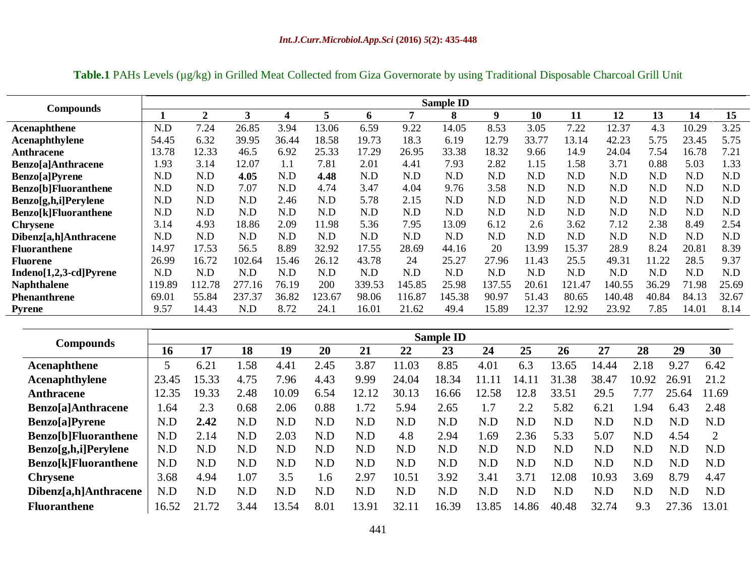**Table.1** PAHs Levels (μg/kg) in Grilled Meat Collected from Giza Governorate by using Traditional Disposable Charcoal Grill Unit

| Compounds | Sample ID | | | | | | | | | | | | | | |
|---|---|---|---|---|---|---|---|---|---|---|---|---|---|---|---|
| | 1 | 2 | 3 | 4 | 5 | 6 | 7 | 8 | 9 | 10 | 11 | 12 | 13 | 14 | 15 |
| **Acenaphthene** | N.D | 7.24 | 26.85 | 3.94 | 13.06 | 6.59 | 9.22 | 14.05 | 8.53 | 3.05 | 7.22 | 12.37 | 4.3 | 10.29 | 3.25 |
| **Acenaphthylene** | 54.45 | 6.32 | 39.95 | 36.44 | 18.58 | 19.73 | 18.3 | 6.19 | 12.79 | 33.77 | 13.14 | 42.23 | 5.75 | 23.45 | 5.75 |
| **Anthracene** | 13.78 | 12.33 | 46.5 | 6.92 | 25.33 | 17.29 | 26.95 | 33.38 | 18.32 | 9.66 | 14.9 | 24.04 | 7.54 | 16.78 | 7.21 |
| **Benzo[a]Anthracene** | 1.93 | 3.14 | 12.07 | 1.1 | 7.81 | 2.01 | 4.41 | 7.93 | 2.82 | 1.15 | 1.58 | 3.71 | 0.88 | 5.03 | 1.33 |
| **Benzo[a]Pyrene** | N.D | N.D | **4.05** | N.D | **4.48** | N.D | N.D | N.D | N.D | N.D | N.D | N.D | N.D | N.D | N.D |
| **Benzo[b]Fluoranthene** | N.D | N.D | 7.07 | N.D | 4.74 | 3.47 | 4.04 | 9.76 | 3.58 | N.D | N.D | N.D | N.D | N.D | N.D |
| **Benzo[g,h,i]Perylene** | N.D | N.D | N.D | 2.46 | N.D | 5.78 | 2.15 | N.D | N.D | N.D | N.D | N.D | N.D | N.D | N.D |
| **Benzo[k]Fluoranthene** | N.D | N.D | N.D | N.D | N.D | N.D | N.D | N.D | N.D | N.D | N.D | N.D | N.D | N.D | N.D |
| **Chrysene** | 3.14 | 4.93 | 18.86 | 2.09 | 11.98 | 5.36 | 7.95 | 13.09 | 6.12 | 2.6 | 3.62 | 7.12 | 2.38 | 8.49 | 2.54 |
| **Dibenz[a,h]Anthracene** | N.D | N.D | N.D | N.D | N.D | N.D | N.D | N.D | N.D | N.D | N.D | N.D | N.D | N.D | N.D |
| **Fluoranthene** | 14.97 | 17.53 | 56.5 | 8.89 | 32.92 | 17.55 | 28.69 | 44.16 | 20 | 13.99 | 15.37 | 28.9 | 8.24 | 20.81 | 8.39 |
| **Fluorene** | 26.99 | 16.72 | 102.64 | 15.46 | 26.12 | 43.78 | 24 | 25.27 | 27.96 | 11.43 | 25.5 | 49.31 | 11.22 | 28.5 | 9.37 |
| **Indeno[1,2,3-cd]Pyrene** | N.D | N.D | N.D | N.D | N.D | N.D | N.D | N.D | N.D | N.D | N.D | N.D | N.D | N.D | N.D |
| **Naphthalene** | 119.89 | 112.78 | 277.16 | 76.19 | 200 | 339.53 | 145.85 | 25.98 | 137.55 | 20.61 | 121.47 | 140.55 | 36.29 | 71.98 | 25.69 |
| **Phenanthrene** | 69.01 | 55.84 | 237.37 | 36.82 | 123.67 | 98.06 | 116.87 | 145.38 | 90.97 | 51.43 | 80.65 | 140.48 | 40.84 | 84.13 | 32.67 |
| **Pyrene** | 9.57 | 14.43 | N.D | 8.72 | 24.1 | 16.01 | 21.62 | 49.4 | 15.89 | 12.37 | 12.92 | 23.92 | 7.85 | 14.01 | 8.14 |

| Compounds | Sample ID | | | | | | | | | | | | | | |
|---|---|---|---|---|---|---|---|---|---|---|---|---|---|---|---|
| | 16 | 17 | 18 | 19 | 20 | 21 | 22 | 23 | 24 | 25 | 26 | 27 | 28 | 29 | 30 |
| **Acenaphthene** | 5 | 6.21 | 1.58 | 4.41 | 2.45 | 3.87 | 11.03 | 8.85 | 4.01 | 6.3 | 13.65 | 14.44 | 2.18 | 9.27 | 6.42 |
| **Acenaphthylene** | 23.45 | 15.33 | 4.75 | 7.96 | 4.43 | 9.99 | 24.04 | 18.34 | 11.11 | 14.11 | 31.38 | 38.47 | 10.92 | 26.91 | 21.2 |
| **Anthracene** | 12.35 | 19.33 | 2.48 | 10.09 | 6.54 | 12.12 | 30.13 | 16.66 | 12.58 | 12.8 | 33.51 | 29.5 | 7.77 | 25.64 | 11.69 |
| **Benzo[a]Anthracene** | 1.64 | 2.3 | 0.68 | 2.06 | 0.88 | 1.72 | 5.94 | 2.65 | 1.7 | 2.2 | 5.82 | 6.21 | 1.94 | 6.43 | 2.48 |
| **Benzo[a]Pyrene** | N.D | **2.42** | N.D | N.D | N.D | N.D | N.D | N.D | N.D | N.D | N.D | N.D | N.D | N.D | N.D |
| **Benzo[b]Fluoranthene** | N.D | 2.14 | N.D | 2.03 | N.D | N.D | 4.8 | 2.94 | 1.69 | 2.36 | 5.33 | 5.07 | N.D | 4.54 | 2 |
| **Benzo[g,h,i]Perylene** | N.D | N.D | N.D | N.D | N.D | N.D | N.D | N.D | N.D | N.D | N.D | N.D | N.D | N.D | N.D |
| **Benzo[k]Fluoranthene** | N.D | N.D | N.D | N.D | N.D | N.D | N.D | N.D | N.D | N.D | N.D | N.D | N.D | N.D | N.D |
| **Chrysene** | 3.68 | 4.94 | 1.07 | 3.5 | 1.6 | 2.97 | 10.51 | 3.92 | 3.41 | 3.71 | 12.08 | 10.93 | 3.69 | 8.79 | 4.47 |
| **Dibenz[a,h]Anthracene** | N.D | N.D | N.D | N.D | N.D | N.D | N.D | N.D | N.D | N.D | N.D | N.D | N.D | N.D | N.D |
| **Fluoranthene** | 16.52 | 21.72 | 3.44 | 13.54 | 8.01 | 13.91 | 32.11 | 16.39 | 13.85 | 14.86 | 40.48 | 32.74 | 9.3 | 27.36 | 13.01 |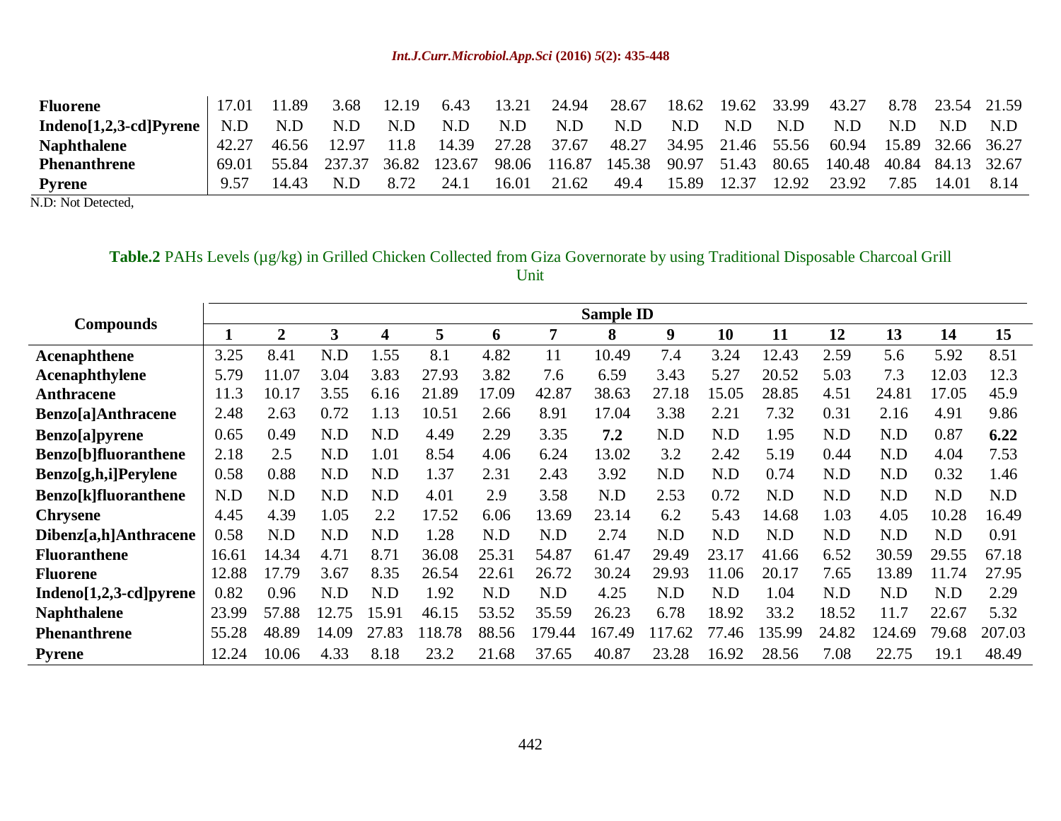| | | | | | | | | | | | | | | | |
|---|---|---|---|---|---|---|---|---|---|---|---|---|---|---|---|
| **Fluorene** | 17.01 | 11.89 | 3.68 | 12.19 | 6.43 | 13.21 | 24.94 | 28.67 | 18.62 | 19.62 | 33.99 | 43.27 | 8.78 | 23.54 | 21.59 |
| **Indeno[1,2,3-cd]Pyrene** | N.D | N.D | N.D | N.D | N.D | N.D | N.D | N.D | N.D | N.D | N.D | N.D | N.D | N.D | N.D |
| **Naphthalene** | 42.27 | 46.56 | 12.97 | 11.8 | 14.39 | 27.28 | 37.67 | 48.27 | 34.95 | 21.46 | 55.56 | 60.94 | 15.89 | 32.66 | 36.27 |
| **Phenanthrene** | 69.01 | 55.84 | 237.37 | 36.82 | 123.67 | 98.06 | 116.87 | 145.38 | 90.97 | 51.43 | 80.65 | 140.48 | 40.84 | 84.13 | 32.67 |
| **Pyrene** | 9.57 | 14.43 | N.D | 8.72 | 24.1 | 16.01 | 21.62 | 49.4 | 15.89 | 12.37 | 12.92 | 23.92 | 7.85 | 14.01 | 8.14 |

N.D: Not Detected,

**Table.2** PAHs Levels (μg/kg) in Grilled Chicken Collected from Giza Governorate by using Traditional Disposable Charcoal Grill Unit

| Compounds | Sample ID | | | | | | | | | | | | | | |
|---|---|---|---|---|---|---|---|---|---|---|---|---|---|---|---|
| | **1** | **2** | **3** | **4** | **5** | **6** | **7** | **8** | **9** | **10** | **11** | **12** | **13** | **14** | **15** |
| **Acenaphthene** | 3.25 | 8.41 | N.D | 1.55 | 8.1 | 4.82 | 11 | 10.49 | 7.4 | 3.24 | 12.43 | 2.59 | 5.6 | 5.92 | 8.51 |
| **Acenaphthylene** | 5.79 | 11.07 | 3.04 | 3.83 | 27.93 | 3.82 | 7.6 | 6.59 | 3.43 | 5.27 | 20.52 | 5.03 | 7.3 | 12.03 | 12.3 |
| **Anthracene** | 11.3 | 10.17 | 3.55 | 6.16 | 21.89 | 17.09 | 42.87 | 38.63 | 27.18 | 15.05 | 28.85 | 4.51 | 24.81 | 17.05 | 45.9 |
| **Benzo[a]Anthracene** | 2.48 | 2.63 | 0.72 | 1.13 | 10.51 | 2.66 | 8.91 | 17.04 | 3.38 | 2.21 | 7.32 | 0.31 | 2.16 | 4.91 | 9.86 |
| **Benzo[a]pyrene** | 0.65 | 0.49 | N.D | N.D | 4.49 | 2.29 | 3.35 | **7.2** | N.D | N.D | 1.95 | N.D | N.D | 0.87 | **6.22** |
| **Benzo[b]fluoranthene** | 2.18 | 2.5 | N.D | 1.01 | 8.54 | 4.06 | 6.24 | 13.02 | 3.2 | 2.42 | 5.19 | 0.44 | N.D | 4.04 | 7.53 |
| **Benzo[g,h,i]Perylene** | 0.58 | 0.88 | N.D | N.D | 1.37 | 2.31 | 2.43 | 3.92 | N.D | N.D | 0.74 | N.D | N.D | 0.32 | 1.46 |
| **Benzo[k]fluoranthene** | N.D | N.D | N.D | N.D | 4.01 | 2.9 | 3.58 | N.D | 2.53 | 0.72 | N.D | N.D | N.D | N.D | N.D |
| **Chrysene** | 4.45 | 4.39 | 1.05 | 2.2 | 17.52 | 6.06 | 13.69 | 23.14 | 6.2 | 5.43 | 14.68 | 1.03 | 4.05 | 10.28 | 16.49 |
| **Dibenz[a,h]Anthracene** | 0.58 | N.D | N.D | N.D | 1.28 | N.D | N.D | 2.74 | N.D | N.D | N.D | N.D | N.D | N.D | 0.91 |
| **Fluoranthene** | 16.61 | 14.34 | 4.71 | 8.71 | 36.08 | 25.31 | 54.87 | 61.47 | 29.49 | 23.17 | 41.66 | 6.52 | 30.59 | 29.55 | 67.18 |
| **Fluorene** | 12.88 | 17.79 | 3.67 | 8.35 | 26.54 | 22.61 | 26.72 | 30.24 | 29.93 | 11.06 | 20.17 | 7.65 | 13.89 | 11.74 | 27.95 |
| **Indeno[1,2,3-cd]pyrene** | 0.82 | 0.96 | N.D | N.D | 1.92 | N.D | N.D | 4.25 | N.D | N.D | 1.04 | N.D | N.D | N.D | 2.29 |
| **Naphthalene** | 23.99 | 57.88 | 12.75 | 15.91 | 46.15 | 53.52 | 35.59 | 26.23 | 6.78 | 18.92 | 33.2 | 18.52 | 11.7 | 22.67 | 5.32 |
| **Phenanthrene** | 55.28 | 48.89 | 14.09 | 27.83 | 118.78 | 88.56 | 179.44 | 167.49 | 117.62 | 77.46 | 135.99 | 24.82 | 124.69 | 79.68 | 207.03 |
| **Pyrene** | 12.24 | 10.06 | 4.33 | 8.18 | 23.2 | 21.68 | 37.65 | 40.87 | 23.28 | 16.92 | 28.56 | 7.08 | 22.75 | 19.1 | 48.49 |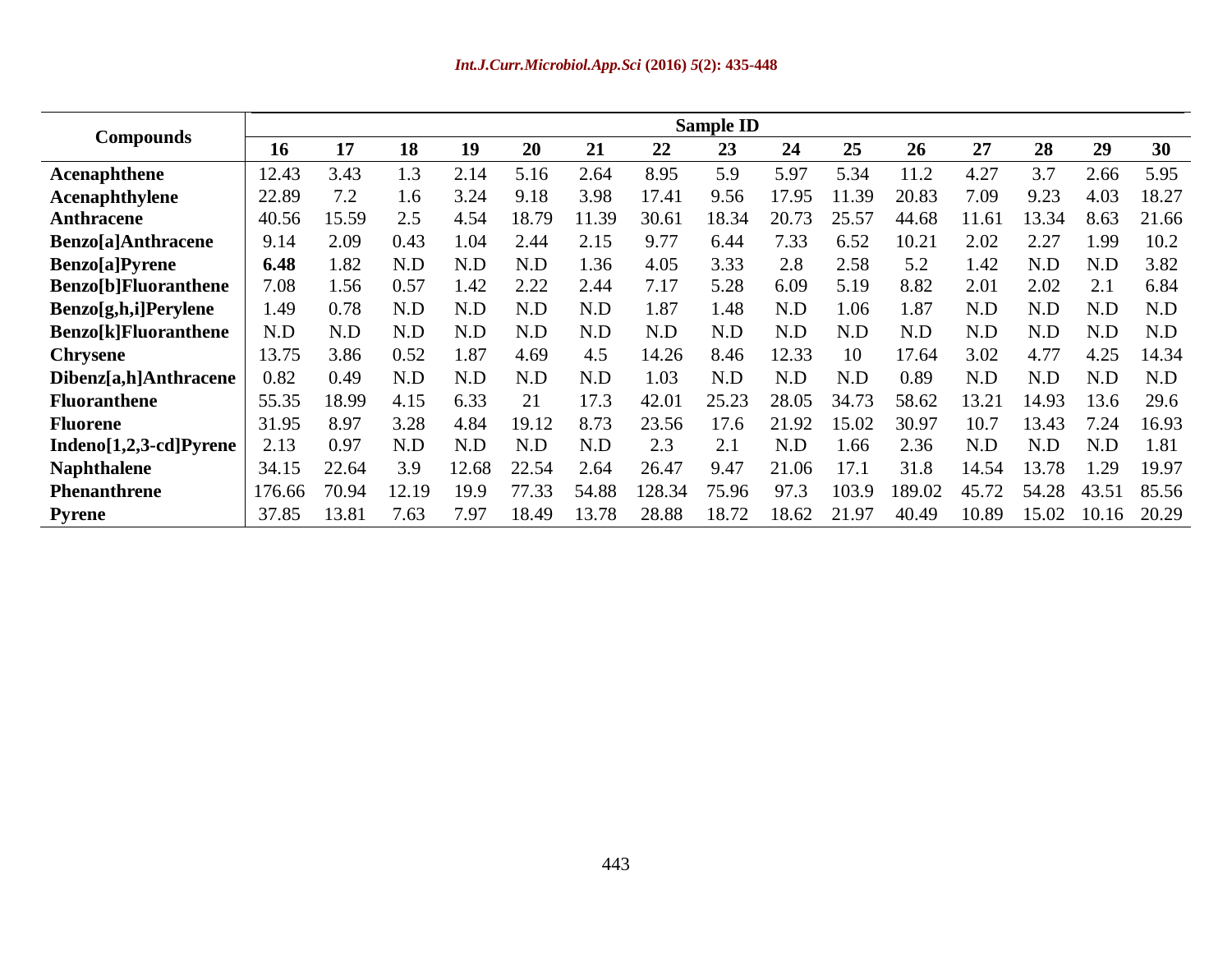| Compounds | Sample ID | | | | | | | | | | | | | | |
|---|---|---|---|---|---|---|---|---|---|---|---|---|---|---|---|
| | 16 | 17 | 18 | 19 | 20 | 21 | 22 | 23 | 24 | 25 | 26 | 27 | 28 | 29 | 30 |
| **Acenaphthene** | 12.43 | 3.43 | 1.3 | 2.14 | 5.16 | 2.64 | 8.95 | 5.9 | 5.97 | 5.34 | 11.2 | 4.27 | 3.7 | 2.66 | 5.95 |
| **Acenaphthylene** | 22.89 | 7.2 | 1.6 | 3.24 | 9.18 | 3.98 | 17.41 | 9.56 | 17.95 | 11.39 | 20.83 | 7.09 | 9.23 | 4.03 | 18.27 |
| **Anthracene** | 40.56 | 15.59 | 2.5 | 4.54 | 18.79 | 11.39 | 30.61 | 18.34 | 20.73 | 25.57 | 44.68 | 11.61 | 13.34 | 8.63 | 21.66 |
| **Benzo[a]Anthracene** | 9.14 | 2.09 | 0.43 | 1.04 | 2.44 | 2.15 | 9.77 | 6.44 | 7.33 | 6.52 | 10.21 | 2.02 | 2.27 | 1.99 | 10.2 |
| **Benzo[a]Pyrene** | **6.48** | 1.82 | N.D | N.D | N.D | 1.36 | 4.05 | 3.33 | 2.8 | 2.58 | 5.2 | 1.42 | N.D | N.D | 3.82 |
| **Benzo[b]Fluoranthene** | 7.08 | 1.56 | 0.57 | 1.42 | 2.22 | 2.44 | 7.17 | 5.28 | 6.09 | 5.19 | 8.82 | 2.01 | 2.02 | 2.1 | 6.84 |
| **Benzo[g,h,i]Perylene** | 1.49 | 0.78 | N.D | N.D | N.D | N.D | 1.87 | 1.48 | N.D | 1.06 | 1.87 | N.D | N.D | N.D | N.D |
| **Benzo[k]Fluoranthene** | N.D | N.D | N.D | N.D | N.D | N.D | N.D | N.D | N.D | N.D | N.D | N.D | N.D | N.D | N.D |
| **Chrysene** | 13.75 | 3.86 | 0.52 | 1.87 | 4.69 | 4.5 | 14.26 | 8.46 | 12.33 | 10 | 17.64 | 3.02 | 4.77 | 4.25 | 14.34 |
| **Dibenz[a,h]Anthracene** | 0.82 | 0.49 | N.D | N.D | N.D | N.D | 1.03 | N.D | N.D | N.D | 0.89 | N.D | N.D | N.D | N.D |
| **Fluoranthene** | 55.35 | 18.99 | 4.15 | 6.33 | 21 | 17.3 | 42.01 | 25.23 | 28.05 | 34.73 | 58.62 | 13.21 | 14.93 | 13.6 | 29.6 |
| **Fluorene** | 31.95 | 8.97 | 3.28 | 4.84 | 19.12 | 8.73 | 23.56 | 17.6 | 21.92 | 15.02 | 30.97 | 10.7 | 13.43 | 7.24 | 16.93 |
| **Indeno[1,2,3-cd]Pyrene** | 2.13 | 0.97 | N.D | N.D | N.D | N.D | 2.3 | 2.1 | N.D | 1.66 | 2.36 | N.D | N.D | N.D | 1.81 |
| **Naphthalene** | 34.15 | 22.64 | 3.9 | 12.68 | 22.54 | 2.64 | 26.47 | 9.47 | 21.06 | 17.1 | 31.8 | 14.54 | 13.78 | 1.29 | 19.97 |
| **Phenanthrene** | 176.66 | 70.94 | 12.19 | 19.9 | 77.33 | 54.88 | 128.34 | 75.96 | 97.3 | 103.9 | 189.02 | 45.72 | 54.28 | 43.51 | 85.56 |
| **Pyrene** | 37.85 | 13.81 | 7.63 | 7.97 | 18.49 | 13.78 | 28.88 | 18.72 | 18.62 | 21.97 | 40.49 | 10.89 | 15.02 | 10.16 | 20.29 |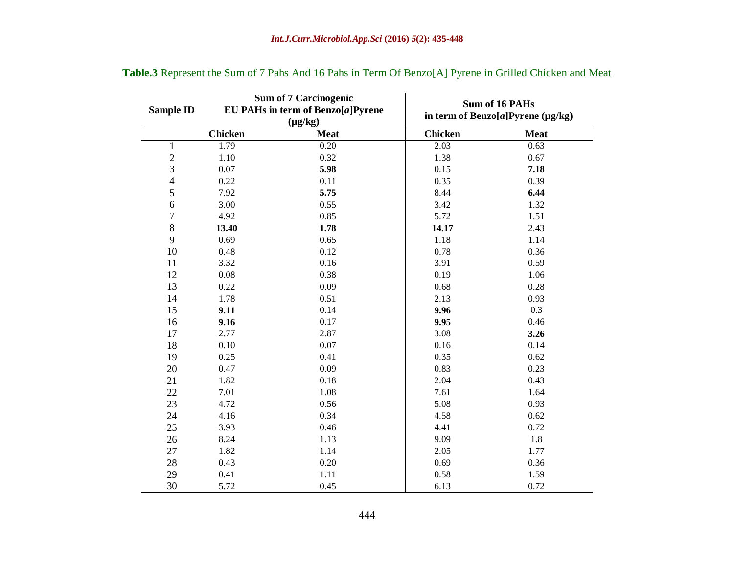**Table.3** Represent the Sum of 7 Pahs And 16 Pahs in Term Of Benzo[A] Pyrene in Grilled Chicken and Meat

| Sample ID | Sum of 7 Carcinogenic EU PAHs in term of Benzo[*a*]Pyrene (μg/kg) | | Sum of 16 PAHs in term of Benzo[*a*]Pyrene (μg/kg) | |
|---|---|---|---|---|
| | **Chicken** | **Meat** | **Chicken** | **Meat** |
| 1 | 1.79 | 0.20 | 2.03 | 0.63 |
| 2 | 1.10 | 0.32 | 1.38 | 0.67 |
| 3 | 0.07 | **5.98** | 0.15 | **7.18** |
| 4 | 0.22 | 0.11 | 0.35 | 0.39 |
| 5 | 7.92 | **5.75** | 8.44 | **6.44** |
| 6 | 3.00 | 0.55 | 3.42 | 1.32 |
| 7 | 4.92 | 0.85 | 5.72 | 1.51 |
| 8 | **13.40** | **1.78** | **14.17** | 2.43 |
| 9 | 0.69 | 0.65 | 1.18 | 1.14 |
| 10 | 0.48 | 0.12 | 0.78 | 0.36 |
| 11 | 3.32 | 0.16 | 3.91 | 0.59 |
| 12 | 0.08 | 0.38 | 0.19 | 1.06 |
| 13 | 0.22 | 0.09 | 0.68 | 0.28 |
| 14 | 1.78 | 0.51 | 2.13 | 0.93 |
| 15 | **9.11** | 0.14 | **9.96** | 0.3 |
| 16 | **9.16** | 0.17 | **9.95** | 0.46 |
| 17 | 2.77 | 2.87 | 3.08 | **3.26** |
| 18 | 0.10 | 0.07 | 0.16 | 0.14 |
| 19 | 0.25 | 0.41 | 0.35 | 0.62 |
| 20 | 0.47 | 0.09 | 0.83 | 0.23 |
| 21 | 1.82 | 0.18 | 2.04 | 0.43 |
| 22 | 7.01 | 1.08 | 7.61 | 1.64 |
| 23 | 4.72 | 0.56 | 5.08 | 0.93 |
| 24 | 4.16 | 0.34 | 4.58 | 0.62 |
| 25 | 3.93 | 0.46 | 4.41 | 0.72 |
| 26 | 8.24 | 1.13 | 9.09 | 1.8 |
| 27 | 1.82 | 1.14 | 2.05 | 1.77 |
| 28 | 0.43 | 0.20 | 0.69 | 0.36 |
| 29 | 0.41 | 1.11 | 0.58 | 1.59 |
| 30 | 5.72 | 0.45 | 6.13 | 0.72 |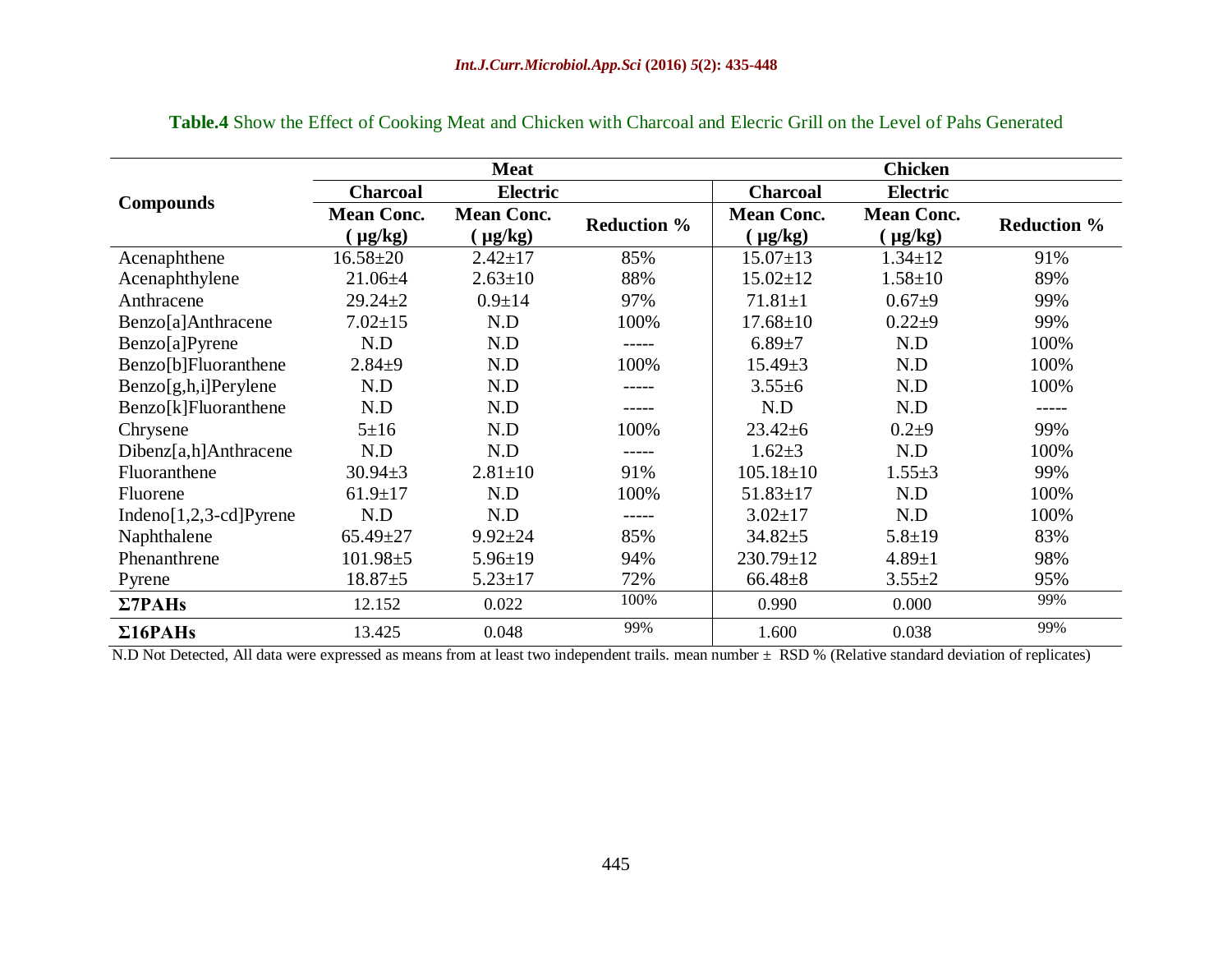**Table.4** Show the Effect of Cooking Meat and Chicken with Charcoal and Elecric Grill on the Level of Pahs Generated

| Compounds | Meat | | | Chicken | | |
|---|---|---|---|---|---|---|
| | Charcoal | Electric | | Charcoal | Electric | |
| | Mean Conc. (μg/kg) | Mean Conc. (μg/kg) | Reduction % | Mean Conc. (μg/kg) | Mean Conc. (μg/kg) | Reduction % |
| Acenaphthene | 16.58±20 | 2.42±17 | 85% | 15.07±13 | 1.34±12 | 91% |
| Acenaphthylene | 21.06±4 | 2.63±10 | 88% | 15.02±12 | 1.58±10 | 89% |
| Anthracene | 29.24±2 | 0.9±14 | 97% | 71.81±1 | 0.67±9 | 99% |
| Benzo[a]Anthracene | 7.02±15 | N.D | 100% | 17.68±10 | 0.22±9 | 99% |
| Benzo[a]Pyrene | N.D | N.D | ----- | 6.89±7 | N.D | 100% |
| Benzo[b]Fluoranthene | 2.84±9 | N.D | 100% | 15.49±3 | N.D | 100% |
| Benzo[g,h,i]Perylene | N.D | N.D | ----- | 3.55±6 | N.D | 100% |
| Benzo[k]Fluoranthene | N.D | N.D | ----- | N.D | N.D | ----- |
| Chrysene | 5±16 | N.D | 100% | 23.42±6 | 0.2±9 | 99% |
| Dibenz[a,h]Anthracene | N.D | N.D | ----- | 1.62±3 | N.D | 100% |
| Fluoranthene | 30.94±3 | 2.81±10 | 91% | 105.18±10 | 1.55±3 | 99% |
| Fluorene | 61.9±17 | N.D | 100% | 51.83±17 | N.D | 100% |
| Indeno[1,2,3-cd]Pyrene | N.D | N.D | ----- | 3.02±17 | N.D | 100% |
| Naphthalene | 65.49±27 | 9.92±24 | 85% | 34.82±5 | 5.8±19 | 83% |
| Phenanthrene | 101.98±5 | 5.96±19 | 94% | 230.79±12 | 4.89±1 | 98% |
| Pyrene | 18.87±5 | 5.23±17 | 72% | 66.48±8 | 3.55±2 | 95% |
| **Σ7PAHs** | 12.152 | 0.022 | 100% | 0.990 | 0.000 | 99% |
| **Σ16PAHs** | 13.425 | 0.048 | 99% | 1.600 | 0.038 | 99% |

N.D Not Detected, All data were expressed as means from at least two independent trails. mean number ± RSD % (Relative standard deviation of replicates)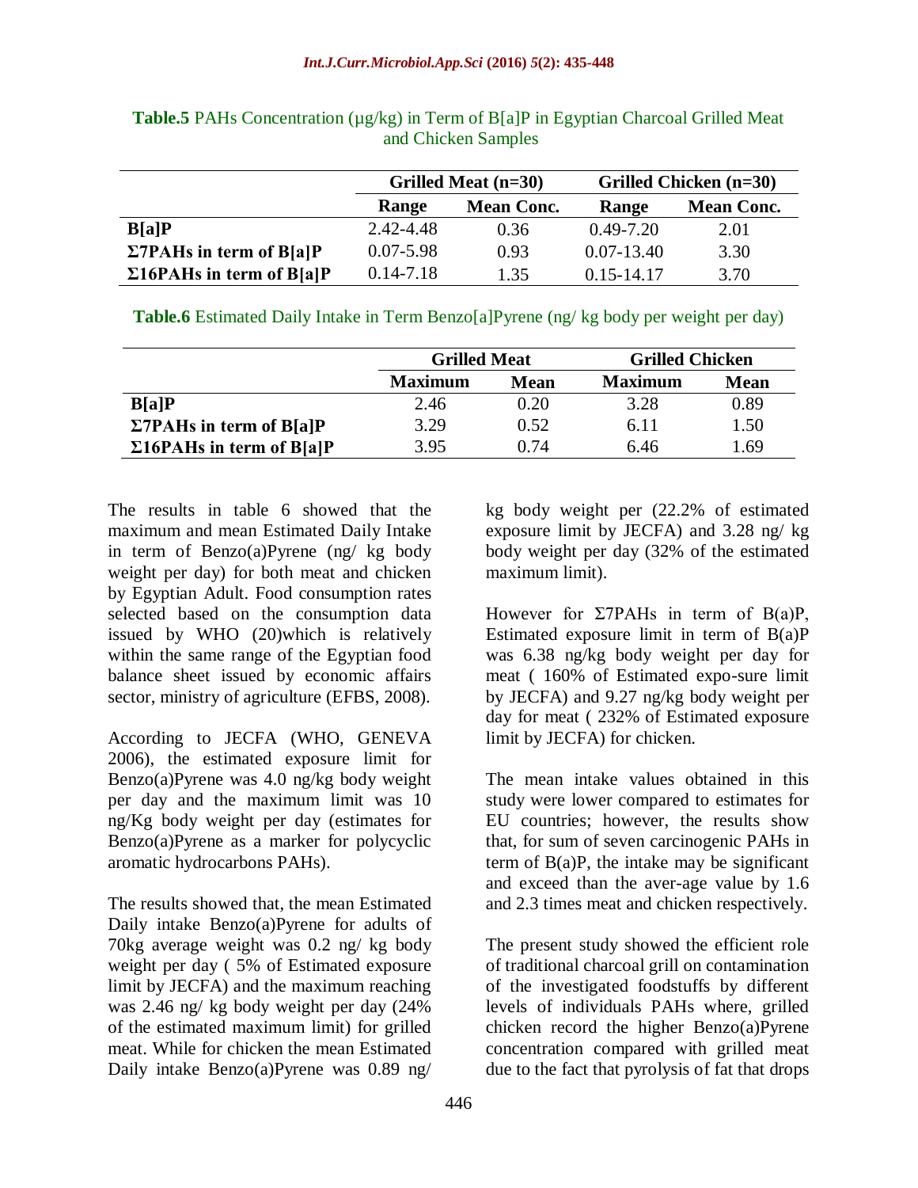**Table.5** PAHs Concentration (µg/kg) in Term of B[a]P in Egyptian Charcoal Grilled Meat and Chicken Samples

| | Grilled Meat (n=30) | | Grilled Chicken (n=30) | |
|---|---|---|---|---|
| | **Range** | **Mean Conc.** | **Range** | **Mean Conc.** |
| **B[a]P** | 2.42-4.48 | 0.36 | 0.49-7.20 | 2.01 |
| **Σ7PAHs in term of B[a]P** | 0.07-5.98 | 0.93 | 0.07-13.40 | 3.30 |
| **Σ16PAHs in term of B[a]P** | 0.14-7.18 | 1.35 | 0.15-14.17 | 3.70 |

**Table.6** Estimated Daily Intake in Term Benzo[a]Pyrene (ng/ kg body per weight per day)

| | Grilled Meat | | Grilled Chicken | |
|---|---|---|---|---|
| | **Maximum** | **Mean** | **Maximum** | **Mean** |
| **B[a]P** | 2.46 | 0.20 | 3.28 | 0.89 |
| **Σ7PAHs in term of B[a]P** | 3.29 | 0.52 | 6.11 | 1.50 |
| **Σ16PAHs in term of B[a]P** | 3.95 | 0.74 | 6.46 | 1.69 |

The results in table 6 showed that the maximum and mean Estimated Daily Intake in term of Benzo(a)Pyrene (ng/ kg body weight per day) for both meat and chicken by Egyptian Adult. Food consumption rates selected based on the consumption data issued by WHO (20)which is relatively within the same range of the Egyptian food balance sheet issued by economic affairs sector, ministry of agriculture (EFBS, 2008).

According to JECFA (WHO, GENEVA 2006), the estimated exposure limit for Benzo(a)Pyrene was 4.0 ng/kg body weight per day and the maximum limit was 10 ng/Kg body weight per day (estimates for Benzo(a)Pyrene as a marker for polycyclic aromatic hydrocarbons PAHs).

The results showed that, the mean Estimated Daily intake Benzo(a)Pyrene for adults of 70kg average weight was 0.2 ng/ kg body weight per day ( 5% of Estimated exposure limit by JECFA) and the maximum reaching was 2.46 ng/ kg body weight per day (24% of the estimated maximum limit) for grilled meat. While for chicken the mean Estimated Daily intake Benzo(a)Pyrene was 0.89 ng/ kg body weight per (22.2% of estimated exposure limit by JECFA) and 3.28 ng/ kg body weight per day (32% of the estimated maximum limit).

However for Σ7PAHs in term of B(a)P, Estimated exposure limit in term of B(a)P was 6.38 ng/kg body weight per day for meat ( 160% of Estimated expo-sure limit by JECFA) and 9.27 ng/kg body weight per day for meat ( 232% of Estimated exposure limit by JECFA) for chicken.

The mean intake values obtained in this study were lower compared to estimates for EU countries; however, the results show that, for sum of seven carcinogenic PAHs in term of B(a)P, the intake may be significant and exceed than the aver-age value by 1.6 and 2.3 times meat and chicken respectively.

The present study showed the efficient role of traditional charcoal grill on contamination of the investigated foodstuffs by different levels of individuals PAHs where, grilled chicken record the higher Benzo(a)Pyrene concentration compared with grilled meat due to the fact that pyrolysis of fat that drops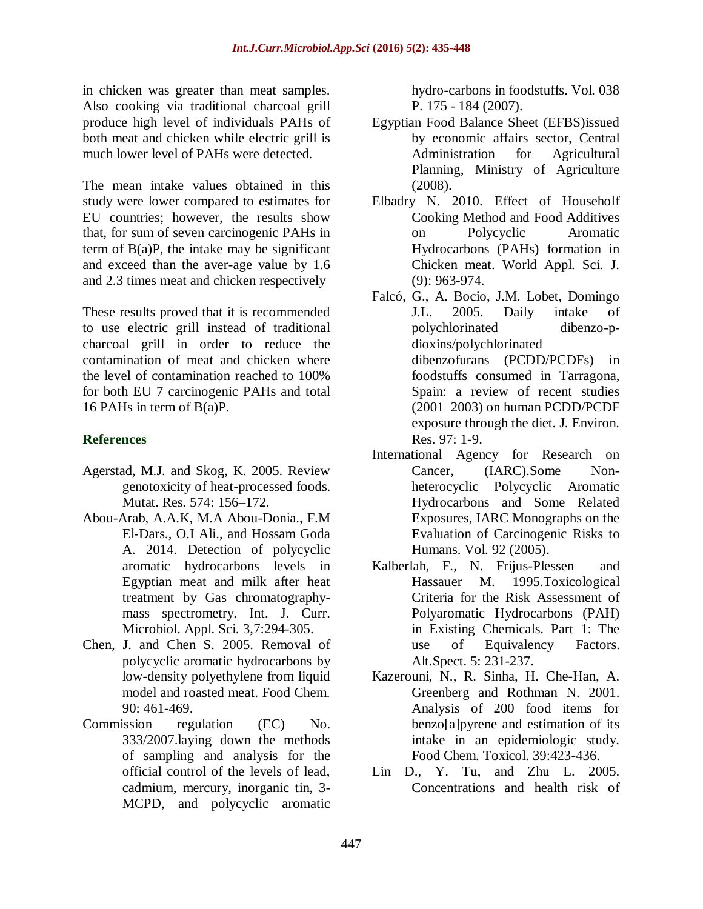in chicken was greater than meat samples. Also cooking via traditional charcoal grill produce high level of individuals PAHs of both meat and chicken while electric grill is much lower level of PAHs were detected.

The mean intake values obtained in this study were lower compared to estimates for EU countries; however, the results show that, for sum of seven carcinogenic PAHs in term of B(a)P, the intake may be significant and exceed than the aver-age value by 1.6 and 2.3 times meat and chicken respectively

These results proved that it is recommended to use electric grill instead of traditional charcoal grill in order to reduce the contamination of meat and chicken where the level of contamination reached to 100% for both EU 7 carcinogenic PAHs and total 16 PAHs in term of B(a)P.

## References

Agerstad, M.J. and Skog, K. 2005. Review genotoxicity of heat-processed foods. Mutat. Res. 574: 156–172.

Abou-Arab, A.A.K, M.A Abou-Donia., F.M El-Dars., O.I Ali., and Hossam Goda A. 2014. Detection of polycyclic aromatic hydrocarbons levels in Egyptian meat and milk after heat treatment by Gas chromatography-mass spectrometry. Int. J. Curr. Microbiol. Appl. Sci. 3,7:294-305.

Chen, J. and Chen S. 2005. Removal of polycyclic aromatic hydrocarbons by low-density polyethylene from liquid model and roasted meat. Food Chem. 90: 461-469.

Commission regulation (EC) No. 333/2007.laying down the methods of sampling and analysis for the official control of the levels of lead, cadmium, mercury, inorganic tin, 3-MCPD, and polycyclic aromatic hydro-carbons in foodstuffs. Vol. 038 P. 175 - 184 (2007).

Egyptian Food Balance Sheet (EFBS)issued by economic affairs sector, Central Administration for Agricultural Planning, Ministry of Agriculture (2008).

Elbadry N. 2010. Effect of Householf Cooking Method and Food Additives on Polycyclic Aromatic Hydrocarbons (PAHs) formation in Chicken meat. World Appl. Sci. J. (9): 963-974.

Falcó, G., A. Bocio, J.M. Lobet, Domingo J.L. 2005. Daily intake of polychlorinated dibenzo-p-dioxins/polychlorinated dibenzofurans (PCDD/PCDFs) in foodstuffs consumed in Tarragona, Spain: a review of recent studies (2001–2003) on human PCDD/PCDF exposure through the diet. J. Environ. Res. 97: 1-9.

International Agency for Research on Cancer, (IARC).Some Non-heterocyclic Polycyclic Aromatic Hydrocarbons and Some Related Exposures, IARC Monographs on the Evaluation of Carcinogenic Risks to Humans. Vol. 92 (2005).

Kalberlah, F., N. Frijus-Plessen and Hassauer M. 1995.Toxicological Criteria for the Risk Assessment of Polyaromatic Hydrocarbons (PAH) in Existing Chemicals. Part 1: The use of Equivalency Factors. Alt.Spect. 5: 231-237.

Kazerouni, N., R. Sinha, H. Che-Han, A. Greenberg and Rothman N. 2001. Analysis of 200 food items for benzo[a]pyrene and estimation of its intake in an epidemiologic study. Food Chem. Toxicol. 39:423-436.

Lin D., Y. Tu, and Zhu L. 2005. Concentrations and health risk of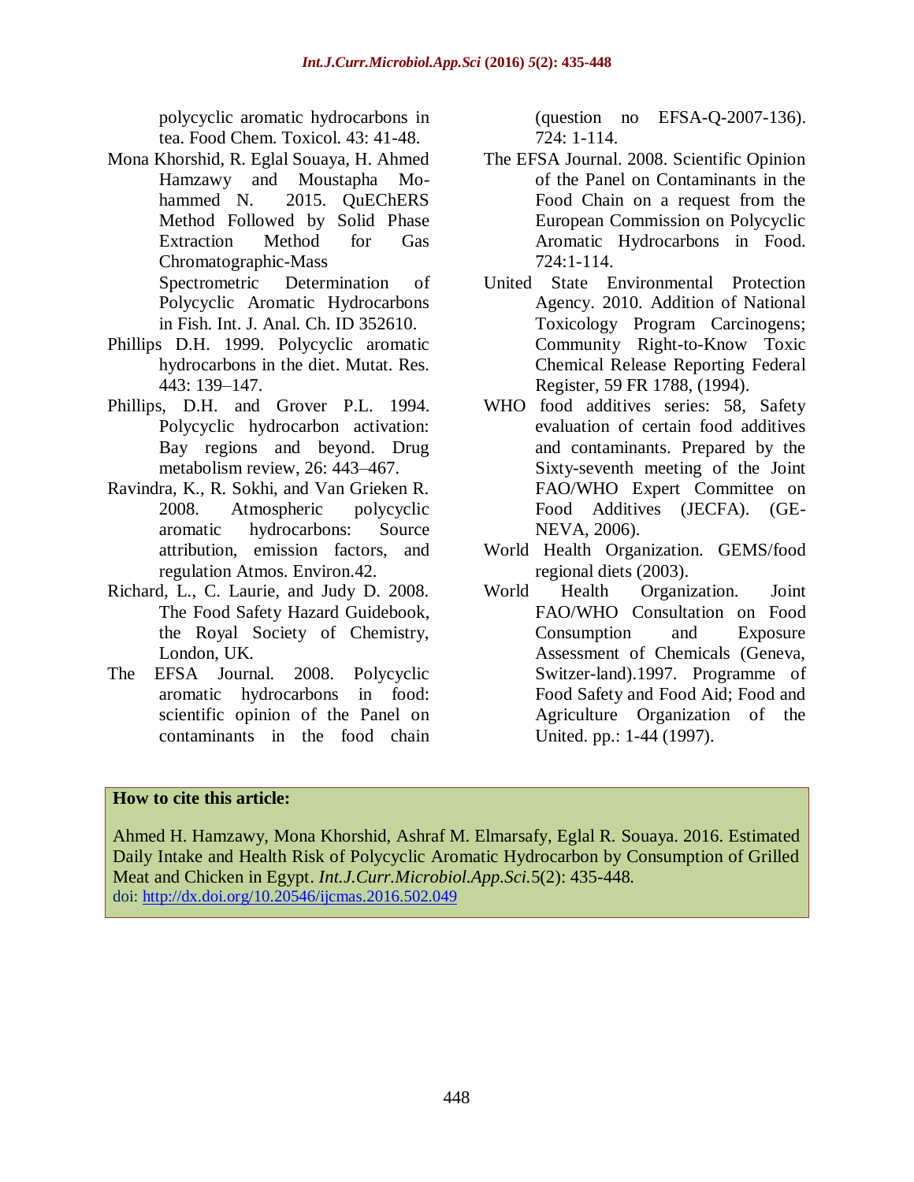polycyclic aromatic hydrocarbons in tea. Food Chem. Toxicol. 43: 41-48.

Mona Khorshid, R. Eglal Souaya, H. Ahmed Hamzawy and Moustapha Mohammed N. 2015. QuEChERS Method Followed by Solid Phase Extraction Method for Gas Chromatographic-Mass Spectrometric Determination of Polycyclic Aromatic Hydrocarbons in Fish. Int. J. Anal. Ch. ID 352610.

Phillips D.H. 1999. Polycyclic aromatic hydrocarbons in the diet. Mutat. Res. 443: 139–147.

Phillips, D.H. and Grover P.L. 1994. Polycyclic hydrocarbon activation: Bay regions and beyond. Drug metabolism review, 26: 443–467.

Ravindra, K., R. Sokhi, and Van Grieken R. 2008. Atmospheric polycyclic aromatic hydrocarbons: Source attribution, emission factors, and regulation Atmos. Environ.42.

Richard, L., C. Laurie, and Judy D. 2008. The Food Safety Hazard Guidebook, the Royal Society of Chemistry, London, UK.

The EFSA Journal. 2008. Polycyclic aromatic hydrocarbons in food: scientific opinion of the Panel on contaminants in the food chain (question no EFSA-Q-2007-136). 724: 1-114.

The EFSA Journal. 2008. Scientific Opinion of the Panel on Contaminants in the Food Chain on a request from the European Commission on Polycyclic Aromatic Hydrocarbons in Food. 724:1-114.

United State Environmental Protection Agency. 2010. Addition of National Toxicology Program Carcinogens; Community Right-to-Know Toxic Chemical Release Reporting Federal Register, 59 FR 1788, (1994).

WHO food additives series: 58, Safety evaluation of certain food additives and contaminants. Prepared by the Sixty-seventh meeting of the Joint FAO/WHO Expert Committee on Food Additives (JECFA). (GENEVA, 2006).

World Health Organization. GEMS/food regional diets (2003).

World Health Organization. Joint FAO/WHO Consultation on Food Consumption and Exposure Assessment of Chemicals (Geneva, Switzer-land).1997. Programme of Food Safety and Food Aid; Food and Agriculture Organization of the United. pp.: 1-44 (1997).

**How to cite this article:**

Ahmed H. Hamzawy, Mona Khorshid, Ashraf M. Elmarsafy, Eglal R. Souaya. 2016. Estimated Daily Intake and Health Risk of Polycyclic Aromatic Hydrocarbon by Consumption of Grilled Meat and Chicken in Egypt. *Int.J.Curr.Microbiol.App.Sci.*5(2): 435-448.
doi: http://dx.doi.org/10.20546/ijcmas.2016.502.049